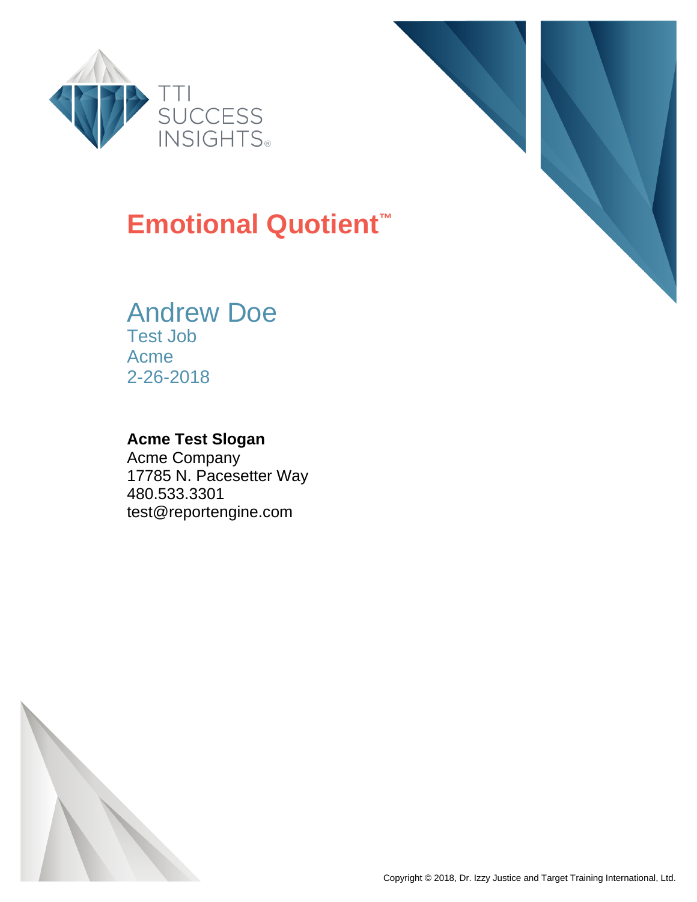TTI SUCCESS INSIGHTS®

# Emotional Quotient™

## Andrew Doe

Test Job
Acme
2-26-2018

**Acme Test Slogan**
Acme Company
17785 N. Pacesetter Way
480.533.3301
test@reportengine.com

Copyright © 2018, Dr. Izzy Justice and Target Training International, Ltd.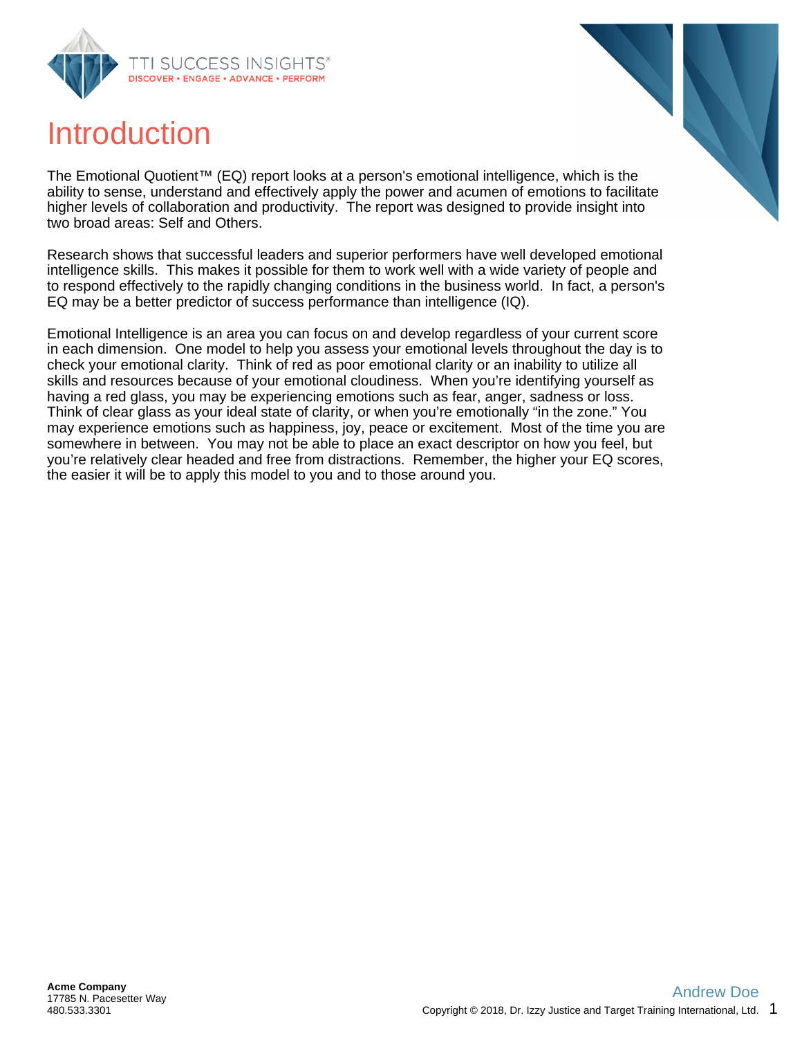# Introduction

The Emotional Quotient™ (EQ) report looks at a person's emotional intelligence, which is the ability to sense, understand and effectively apply the power and acumen of emotions to facilitate higher levels of collaboration and productivity. The report was designed to provide insight into two broad areas: Self and Others.

Research shows that successful leaders and superior performers have well developed emotional intelligence skills. This makes it possible for them to work well with a wide variety of people and to respond effectively to the rapidly changing conditions in the business world. In fact, a person's EQ may be a better predictor of success performance than intelligence (IQ).

Emotional Intelligence is an area you can focus on and develop regardless of your current score in each dimension. One model to help you assess your emotional levels throughout the day is to check your emotional clarity. Think of red as poor emotional clarity or an inability to utilize all skills and resources because of your emotional cloudiness. When you're identifying yourself as having a red glass, you may be experiencing emotions such as fear, anger, sadness or loss. Think of clear glass as your ideal state of clarity, or when you're emotionally "in the zone." You may experience emotions such as happiness, joy, peace or excitement. Most of the time you are somewhere in between. You may not be able to place an exact descriptor on how you feel, but you're relatively clear headed and free from distractions. Remember, the higher your EQ scores, the easier it will be to apply this model to you and to those around you.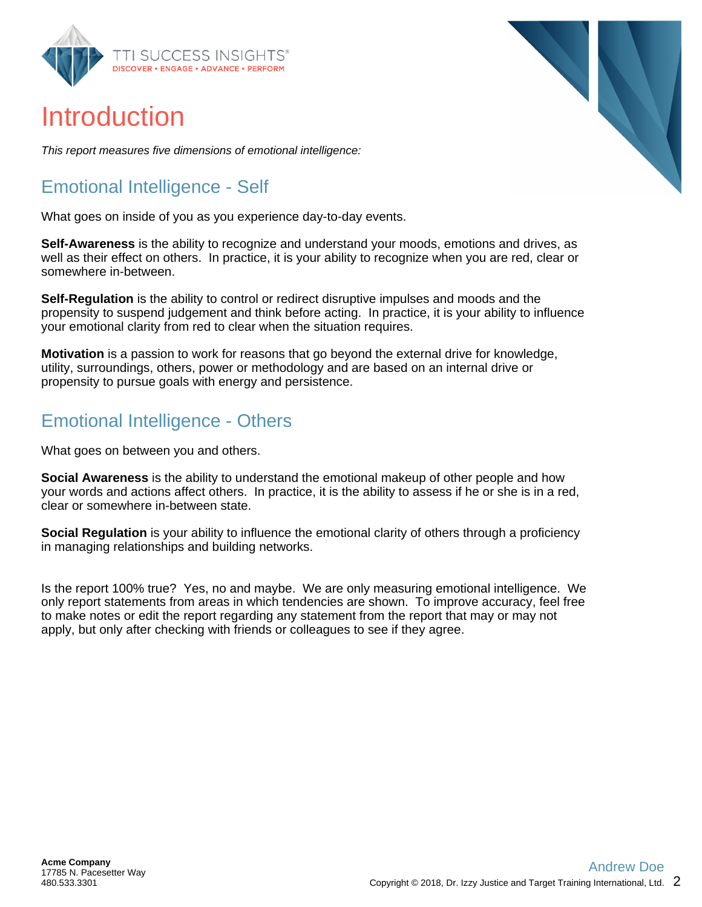# Introduction

*This report measures five dimensions of emotional intelligence:*

## Emotional Intelligence - Self

What goes on inside of you as you experience day-to-day events.

**Self-Awareness** is the ability to recognize and understand your moods, emotions and drives, as well as their effect on others. In practice, it is your ability to recognize when you are red, clear or somewhere in-between.

**Self-Regulation** is the ability to control or redirect disruptive impulses and moods and the propensity to suspend judgement and think before acting. In practice, it is your ability to influence your emotional clarity from red to clear when the situation requires.

**Motivation** is a passion to work for reasons that go beyond the external drive for knowledge, utility, surroundings, others, power or methodology and are based on an internal drive or propensity to pursue goals with energy and persistence.

## Emotional Intelligence - Others

What goes on between you and others.

**Social Awareness** is the ability to understand the emotional makeup of other people and how your words and actions affect others. In practice, it is the ability to assess if he or she is in a red, clear or somewhere in-between state.

**Social Regulation** is your ability to influence the emotional clarity of others through a proficiency in managing relationships and building networks.

Is the report 100% true? Yes, no and maybe. We are only measuring emotional intelligence. We only report statements from areas in which tendencies are shown. To improve accuracy, feel free to make notes or edit the report regarding any statement from the report that may or may not apply, but only after checking with friends or colleagues to see if they agree.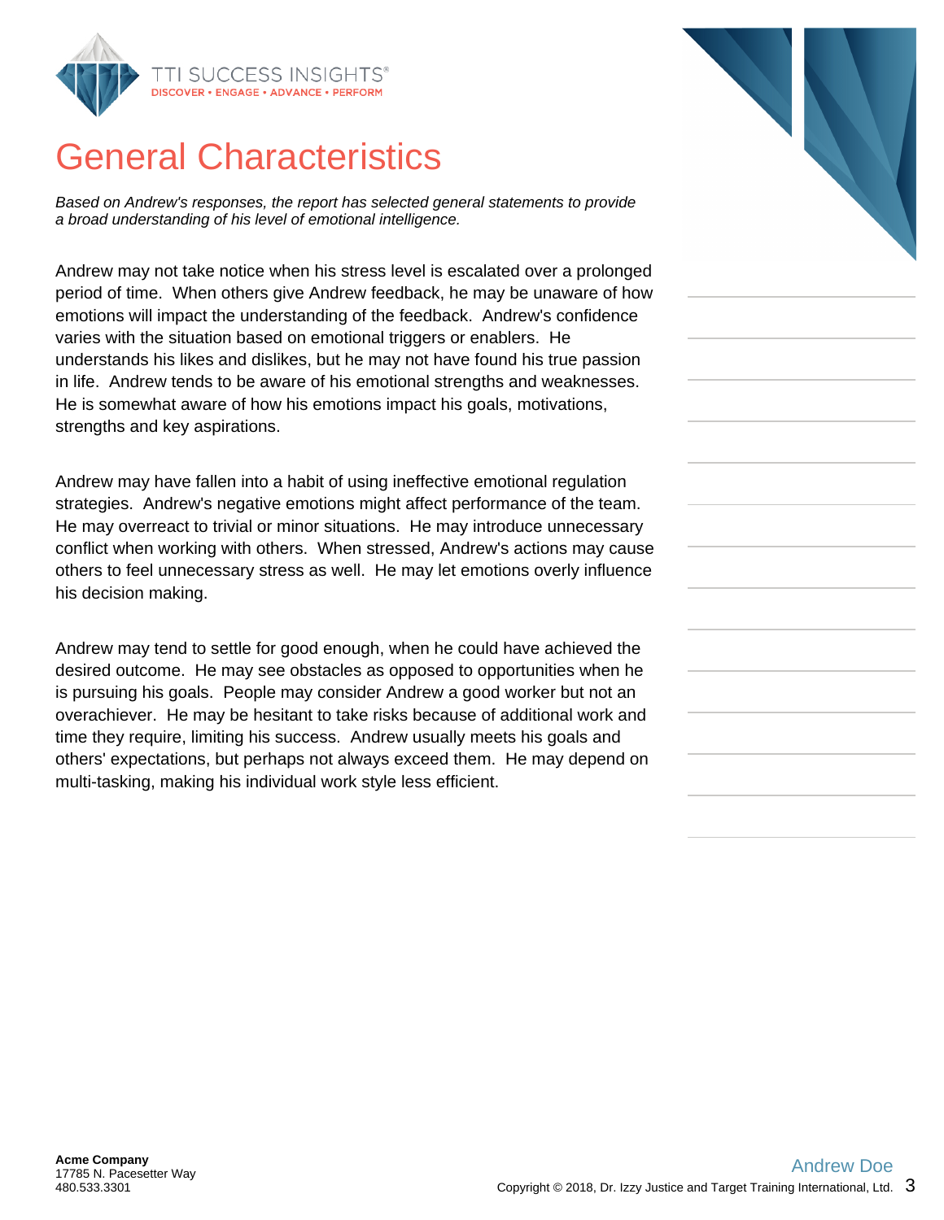# General Characteristics

*Based on Andrew's responses, the report has selected general statements to provide a broad understanding of his level of emotional intelligence.*

Andrew may not take notice when his stress level is escalated over a prolonged period of time. When others give Andrew feedback, he may be unaware of how emotions will impact the understanding of the feedback. Andrew's confidence varies with the situation based on emotional triggers or enablers. He understands his likes and dislikes, but he may not have found his true passion in life. Andrew tends to be aware of his emotional strengths and weaknesses. He is somewhat aware of how his emotions impact his goals, motivations, strengths and key aspirations.

Andrew may have fallen into a habit of using ineffective emotional regulation strategies. Andrew's negative emotions might affect performance of the team. He may overreact to trivial or minor situations. He may introduce unnecessary conflict when working with others. When stressed, Andrew's actions may cause others to feel unnecessary stress as well. He may let emotions overly influence his decision making.

Andrew may tend to settle for good enough, when he could have achieved the desired outcome. He may see obstacles as opposed to opportunities when he is pursuing his goals. People may consider Andrew a good worker but not an overachiever. He may be hesitant to take risks because of additional work and time they require, limiting his success. Andrew usually meets his goals and others' expectations, but perhaps not always exceed them. He may depend on multi-tasking, making his individual work style less efficient.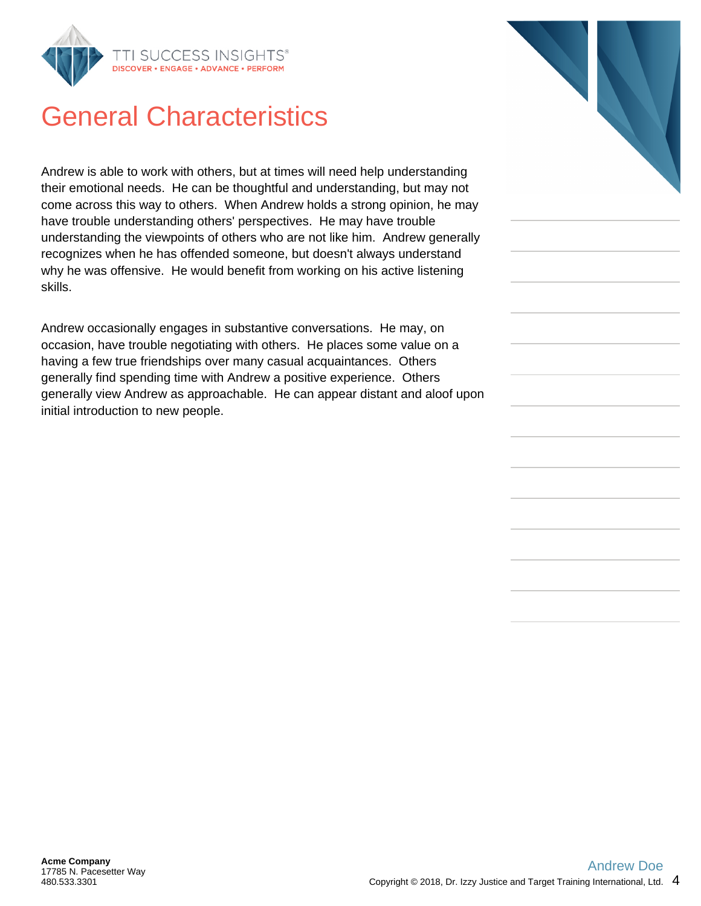# General Characteristics

Andrew is able to work with others, but at times will need help understanding their emotional needs. He can be thoughtful and understanding, but may not come across this way to others. When Andrew holds a strong opinion, he may have trouble understanding others' perspectives. He may have trouble understanding the viewpoints of others who are not like him. Andrew generally recognizes when he has offended someone, but doesn't always understand why he was offensive. He would benefit from working on his active listening skills.

Andrew occasionally engages in substantive conversations. He may, on occasion, have trouble negotiating with others. He places some value on a having a few true friendships over many casual acquaintances. Others generally find spending time with Andrew a positive experience. Others generally view Andrew as approachable. He can appear distant and aloof upon initial introduction to new people.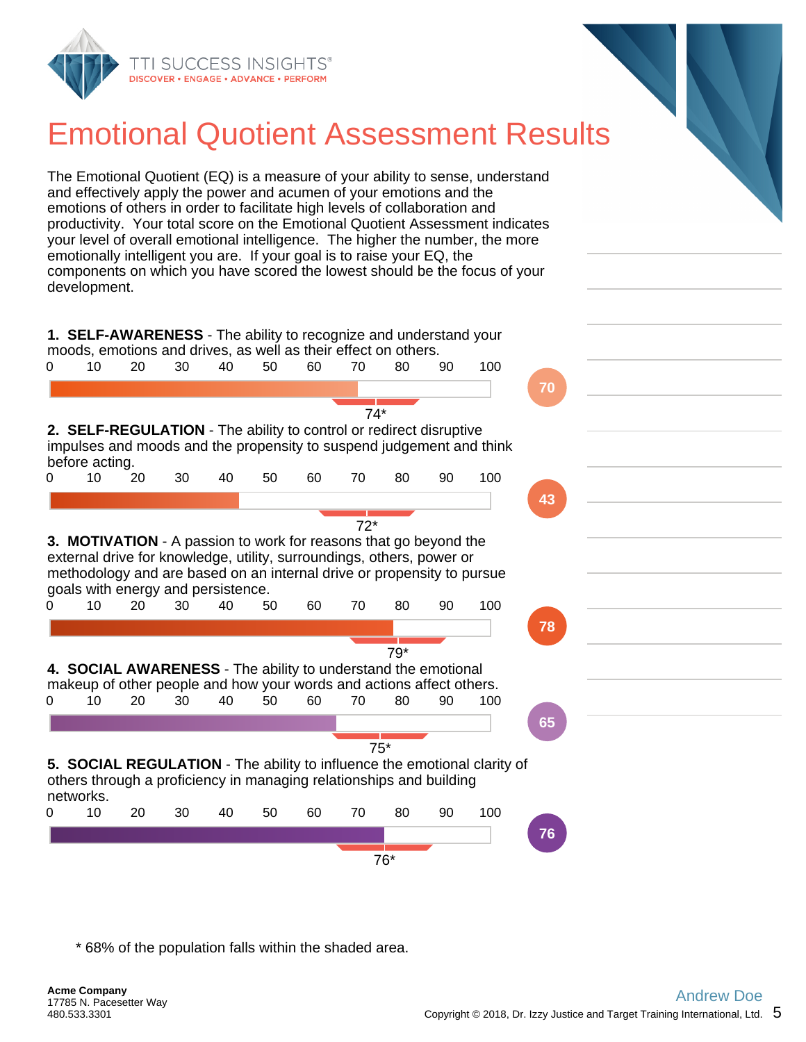# Emotional Quotient Assessment Results

The Emotional Quotient (EQ) is a measure of your ability to sense, understand and effectively apply the power and acumen of your emotions and the emotions of others in order to facilitate high levels of collaboration and productivity. Your total score on the Emotional Quotient Assessment indicates your level of overall emotional intelligence. The higher the number, the more emotionally intelligent you are. If your goal is to raise your EQ, the components on which you have scored the lowest should be the focus of your development.

**1. SELF-AWARENESS** - The ability to recognize and understand your moods, emotions and drives, as well as their effect on others.

0 10 20 30 40 50 60 70 80 90 100

**70**

74*

**2. SELF-REGULATION** - The ability to control or redirect disruptive impulses and moods and the propensity to suspend judgement and think before acting.

0 10 20 30 40 50 60 70 80 90 100

**43**

72*

**3. MOTIVATION** - A passion to work for reasons that go beyond the external drive for knowledge, utility, surroundings, others, power or methodology and are based on an internal drive or propensity to pursue goals with energy and persistence.

0 10 20 30 40 50 60 70 80 90 100

**78**

79*

**4. SOCIAL AWARENESS** - The ability to understand the emotional makeup of other people and how your words and actions affect others.

0 10 20 30 40 50 60 70 80 90 100

**65**

75*

**5. SOCIAL REGULATION** - The ability to influence the emotional clarity of others through a proficiency in managing relationships and building networks.

0 10 20 30 40 50 60 70 80 90 100

**76**

76*

\* 68% of the population falls within the shaded area.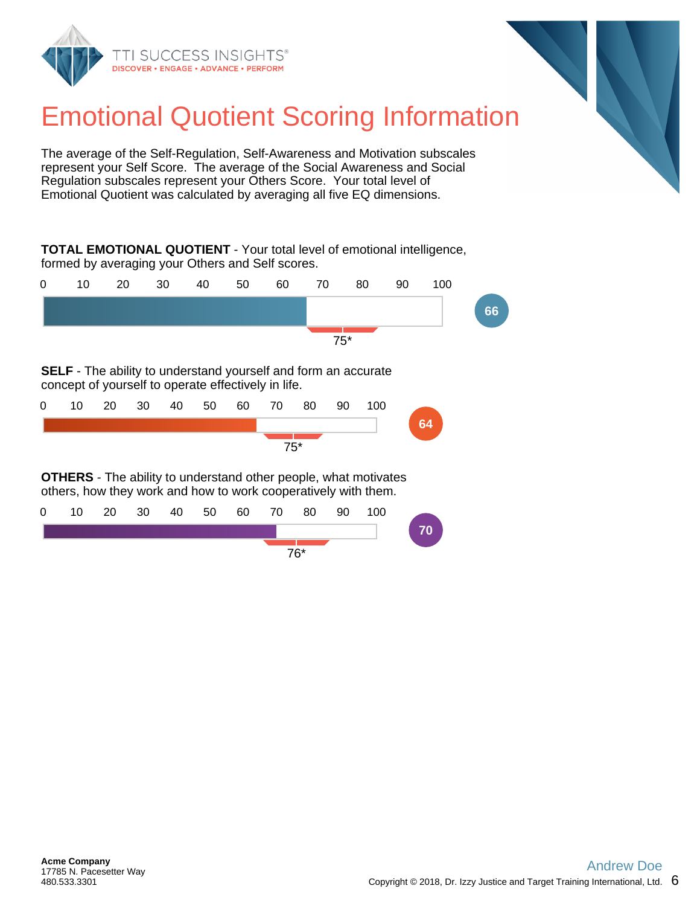# Emotional Quotient Scoring Information

The average of the Self-Regulation, Self-Awareness and Motivation subscales represent your Self Score. The average of the Social Awareness and Social Regulation subscales represent your Others Score. Your total level of Emotional Quotient was calculated by averaging all five EQ dimensions.

**TOTAL EMOTIONAL QUOTIENT** - Your total level of emotional intelligence, formed by averaging your Others and Self scores.

0 10 20 30 40 50 60 70 80 90 100

66

75*

**SELF** - The ability to understand yourself and form an accurate concept of yourself to operate effectively in life.

0 10 20 30 40 50 60 70 80 90 100

64

75*

**OTHERS** - The ability to understand other people, what motivates others, how they work and how to work cooperatively with them.

0 10 20 30 40 50 60 70 80 90 100

70

76*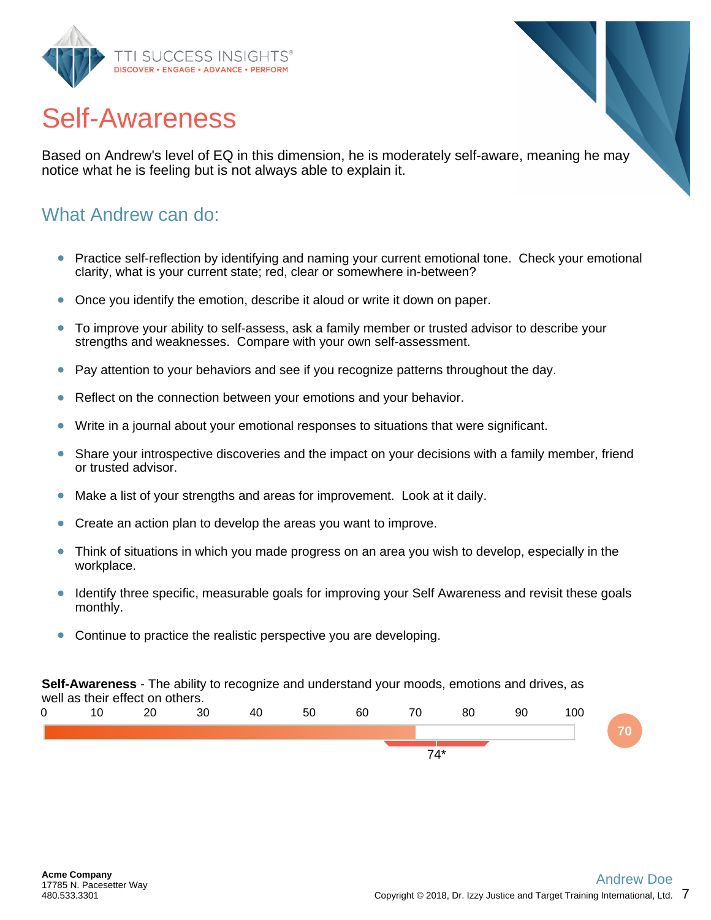# Self-Awareness

Based on Andrew's level of EQ in this dimension, he is moderately self-aware, meaning he may notice what he is feeling but is not always able to explain it.

## What Andrew can do:

- Practice self-reflection by identifying and naming your current emotional tone. Check your emotional clarity, what is your current state; red, clear or somewhere in-between?
- Once you identify the emotion, describe it aloud or write it down on paper.
- To improve your ability to self-assess, ask a family member or trusted advisor to describe your strengths and weaknesses. Compare with your own self-assessment.
- Pay attention to your behaviors and see if you recognize patterns throughout the day.
- Reflect on the connection between your emotions and your behavior.
- Write in a journal about your emotional responses to situations that were significant.
- Share your introspective discoveries and the impact on your decisions with a family member, friend or trusted advisor.
- Make a list of your strengths and areas for improvement. Look at it daily.
- Create an action plan to develop the areas you want to improve.
- Think of situations in which you made progress on an area you wish to develop, especially in the workplace.
- Identify three specific, measurable goals for improving your Self Awareness and revisit these goals monthly.
- Continue to practice the realistic perspective you are developing.

**Self-Awareness** - The ability to recognize and understand your moods, emotions and drives, as well as their effect on others.

0 10 20 30 40 50 60 70 80 90 100

Score: 70

74*

**Acme Company**
17785 N. Pacesetter Way
480.533.3301

Andrew Doe

Copyright © 2018, Dr. Izzy Justice and Target Training International, Ltd.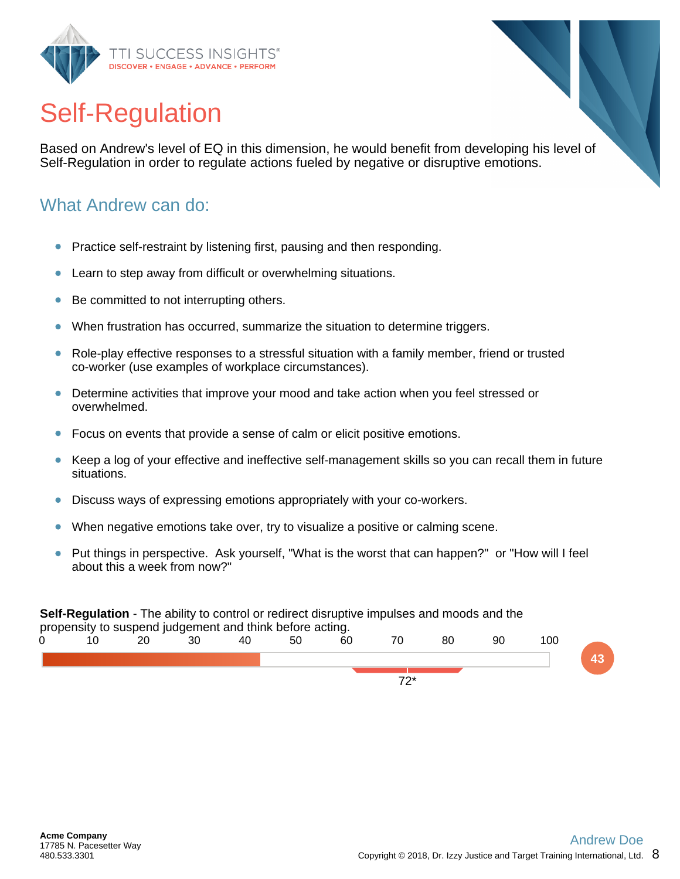# Self-Regulation

Based on Andrew's level of EQ in this dimension, he would benefit from developing his level of Self-Regulation in order to regulate actions fueled by negative or disruptive emotions.

## What Andrew can do:

- Practice self-restraint by listening first, pausing and then responding.
- Learn to step away from difficult or overwhelming situations.
- Be committed to not interrupting others.
- When frustration has occurred, summarize the situation to determine triggers.
- Role-play effective responses to a stressful situation with a family member, friend or trusted co-worker (use examples of workplace circumstances).
- Determine activities that improve your mood and take action when you feel stressed or overwhelmed.
- Focus on events that provide a sense of calm or elicit positive emotions.
- Keep a log of your effective and ineffective self-management skills so you can recall them in future situations.
- Discuss ways of expressing emotions appropriately with your co-workers.
- When negative emotions take over, try to visualize a positive or calming scene.
- Put things in perspective. Ask yourself, "What is the worst that can happen?" or "How will I feel about this a week from now?"

**Self-Regulation** - The ability to control or redirect disruptive impulses and moods and the propensity to suspend judgement and think before acting.

0 10 20 30 40 50 60 70 80 90 100

43

72*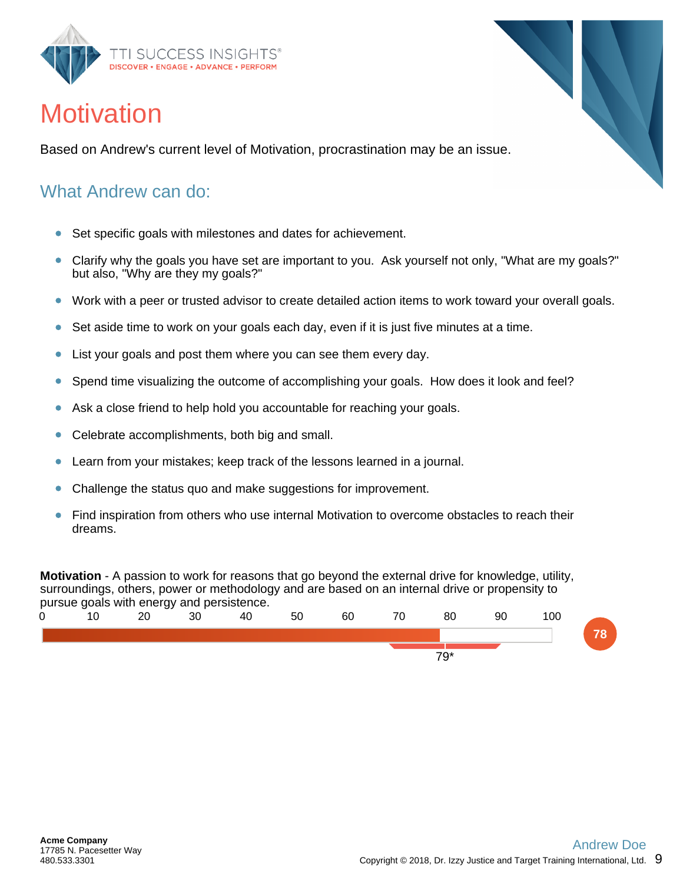# Motivation

Based on Andrew's current level of Motivation, procrastination may be an issue.

## What Andrew can do:

- Set specific goals with milestones and dates for achievement.
- Clarify why the goals you have set are important to you. Ask yourself not only, "What are my goals?" but also, "Why are they my goals?"
- Work with a peer or trusted advisor to create detailed action items to work toward your overall goals.
- Set aside time to work on your goals each day, even if it is just five minutes at a time.
- List your goals and post them where you can see them every day.
- Spend time visualizing the outcome of accomplishing your goals. How does it look and feel?
- Ask a close friend to help hold you accountable for reaching your goals.
- Celebrate accomplishments, both big and small.
- Learn from your mistakes; keep track of the lessons learned in a journal.
- Challenge the status quo and make suggestions for improvement.
- Find inspiration from others who use internal Motivation to overcome obstacles to reach their dreams.

**Motivation** - A passion to work for reasons that go beyond the external drive for knowledge, utility, surroundings, others, power or methodology and are based on an internal drive or propensity to pursue goals with energy and persistence.

0 10 20 30 40 50 60 70 80 90 100

78

79*

Acme Company
17785 N. Pacesetter Way
480.533.3301

Andrew Doe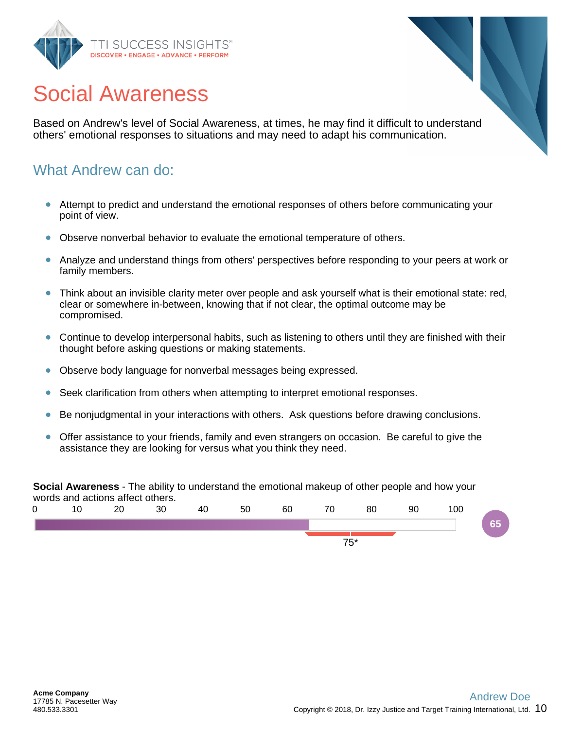# Social Awareness

Based on Andrew's level of Social Awareness, at times, he may find it difficult to understand others' emotional responses to situations and may need to adapt his communication.

## What Andrew can do:

- Attempt to predict and understand the emotional responses of others before communicating your point of view.
- Observe nonverbal behavior to evaluate the emotional temperature of others.
- Analyze and understand things from others' perspectives before responding to your peers at work or family members.
- Think about an invisible clarity meter over people and ask yourself what is their emotional state: red, clear or somewhere in-between, knowing that if not clear, the optimal outcome may be compromised.
- Continue to develop interpersonal habits, such as listening to others until they are finished with their thought before asking questions or making statements.
- Observe body language for nonverbal messages being expressed.
- Seek clarification from others when attempting to interpret emotional responses.
- Be nonjudgmental in your interactions with others.  Ask questions before drawing conclusions.
- Offer assistance to your friends, family and even strangers on occasion.  Be careful to give the assistance they are looking for versus what you think they need.

**Social Awareness** - The ability to understand the emotional makeup of other people and how your words and actions affect others.

0 10 20 30 40 50 60 70 80 90 100

65

75*

**Acme Company**
17785 N. Pacesetter Way
480.533.3301

Andrew Doe
Copyright © 2018, Dr. Izzy Justice and Target Training International, Ltd.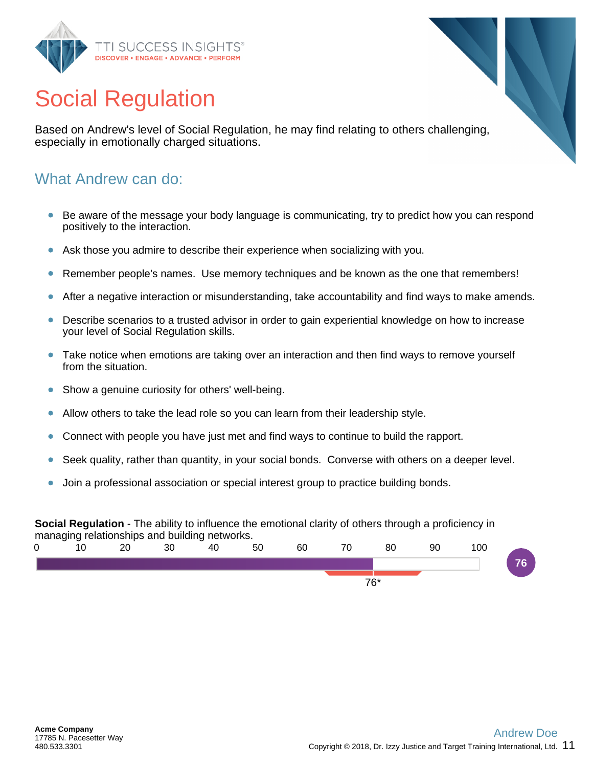# Social Regulation

Based on Andrew's level of Social Regulation, he may find relating to others challenging, especially in emotionally charged situations.

## What Andrew can do:

- Be aware of the message your body language is communicating, try to predict how you can respond positively to the interaction.
- Ask those you admire to describe their experience when socializing with you.
- Remember people's names.  Use memory techniques and be known as the one that remembers!
- After a negative interaction or misunderstanding, take accountability and find ways to make amends.
- Describe scenarios to a trusted advisor in order to gain experiential knowledge on how to increase your level of Social Regulation skills.
- Take notice when emotions are taking over an interaction and then find ways to remove yourself from the situation.
- Show a genuine curiosity for others' well-being.
- Allow others to take the lead role so you can learn from their leadership style.
- Connect with people you have just met and find ways to continue to build the rapport.
- Seek quality, rather than quantity, in your social bonds.  Converse with others on a deeper level.
- Join a professional association or special interest group to practice building bonds.

**Social Regulation** - The ability to influence the emotional clarity of others through a proficiency in managing relationships and building networks.

0 10 20 30 40 50 60 70 80 90 100

76

76*

**Acme Company**
17785 N. Pacesetter Way
480.533.3301

Andrew Doe

Copyright © 2018, Dr. Izzy Justice and Target Training International, Ltd.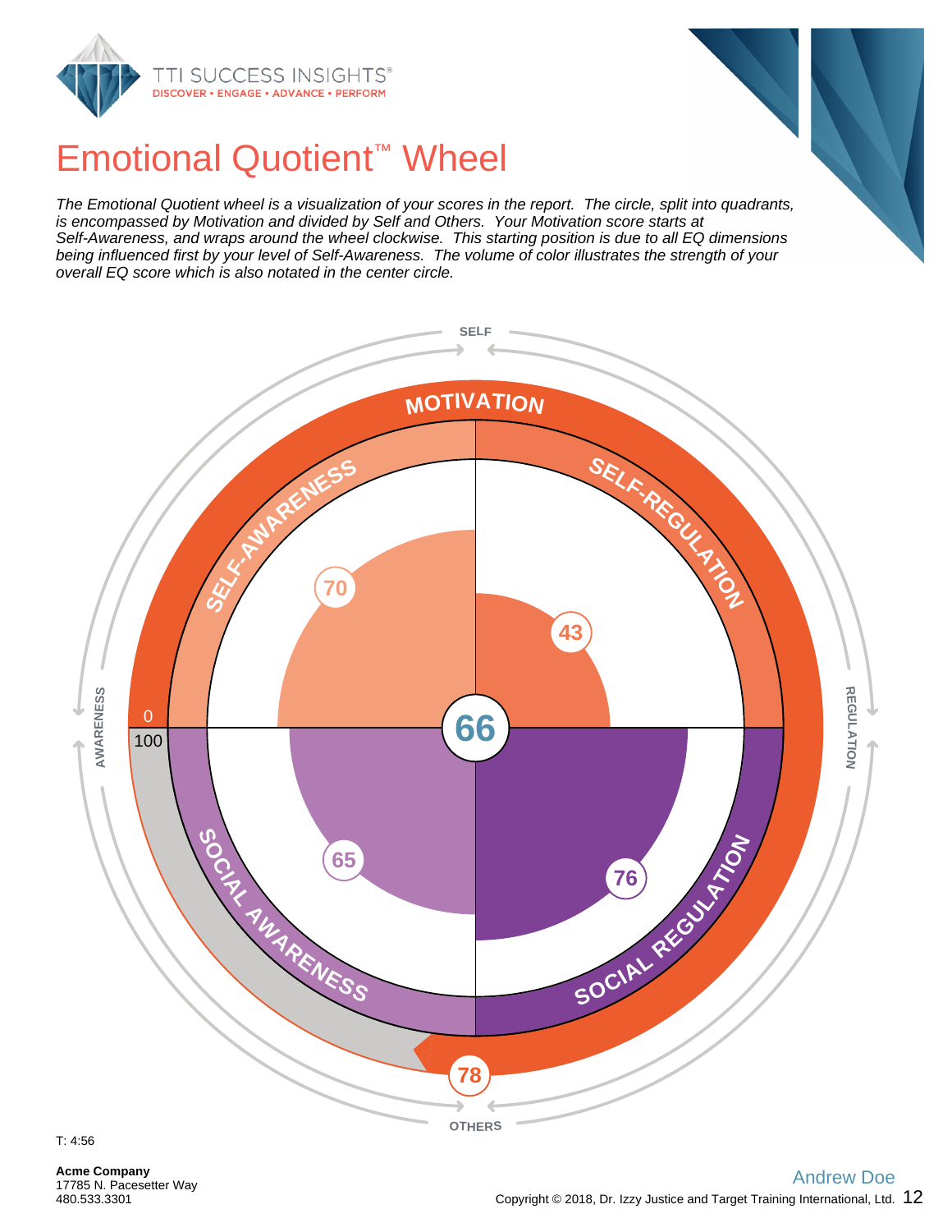# Emotional Quotient™ Wheel

*The Emotional Quotient wheel is a visualization of your scores in the report. The circle, split into quadrants, is encompassed by Motivation and divided by Self and Others. Your Motivation score starts at Self-Awareness, and wraps around the wheel clockwise. This starting position is due to all EQ dimensions being influenced first by your level of Self-Awareness. The volume of color illustrates the strength of your overall EQ score which is also notated in the center circle.*

SELF

MOTIVATION

SELF-AWARENESS

SELF-REGULATION

70

43

AWARENESS

0

100

66

REGULATION

65

76

SOCIAL AWARENESS

SOCIAL REGULATION

78

OTHERS

T: 4:56

**Acme Company**
17785 N. Pacesetter Way
480.533.3301

Andrew Doe

Copyright © 2018, Dr. Izzy Justice and Target Training International, Ltd.